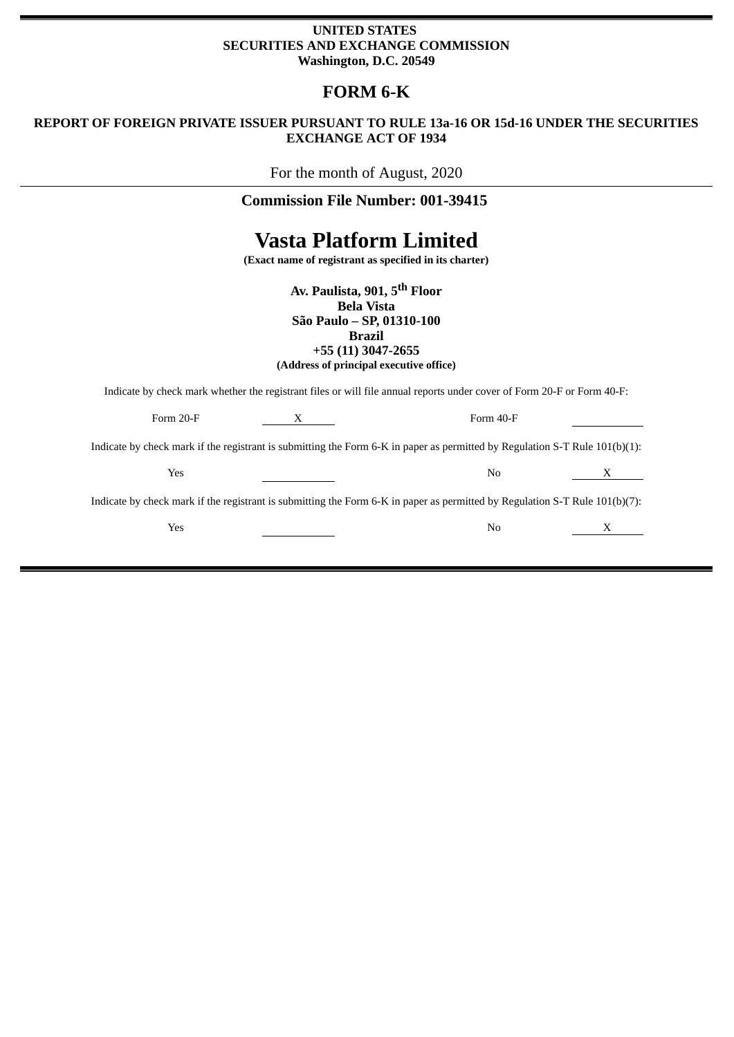**UNITED STATES**
**SECURITIES AND EXCHANGE COMMISSION**
**Washington, D.C. 20549**

# FORM 6-K

**REPORT OF FOREIGN PRIVATE ISSUER PURSUANT TO RULE 13a-16 OR 15d-16 UNDER THE SECURITIES EXCHANGE ACT OF 1934**

For the month of August, 2020

**Commission File Number: 001-39415**

# Vasta Platform Limited

**(Exact name of registrant as specified in its charter)**

**Av. Paulista, 901, 5th Floor**
**Bela Vista**
**São Paulo – SP, 01310-100**
**Brazil**
**+55 (11) 3047-2655**
**(Address of principal executive office)**

Indicate by check mark whether the registrant files or will file annual reports under cover of Form 20-F or Form 40-F:

| Form 20-F | X | Form 40-F | |
|---|---|---|---|

Indicate by check mark if the registrant is submitting the Form 6-K in paper as permitted by Regulation S-T Rule 101(b)(1):

| Yes | | No | X |
|---|---|---|---|

Indicate by check mark if the registrant is submitting the Form 6-K in paper as permitted by Regulation S-T Rule 101(b)(7):

| Yes | | No | X |
|---|---|---|---|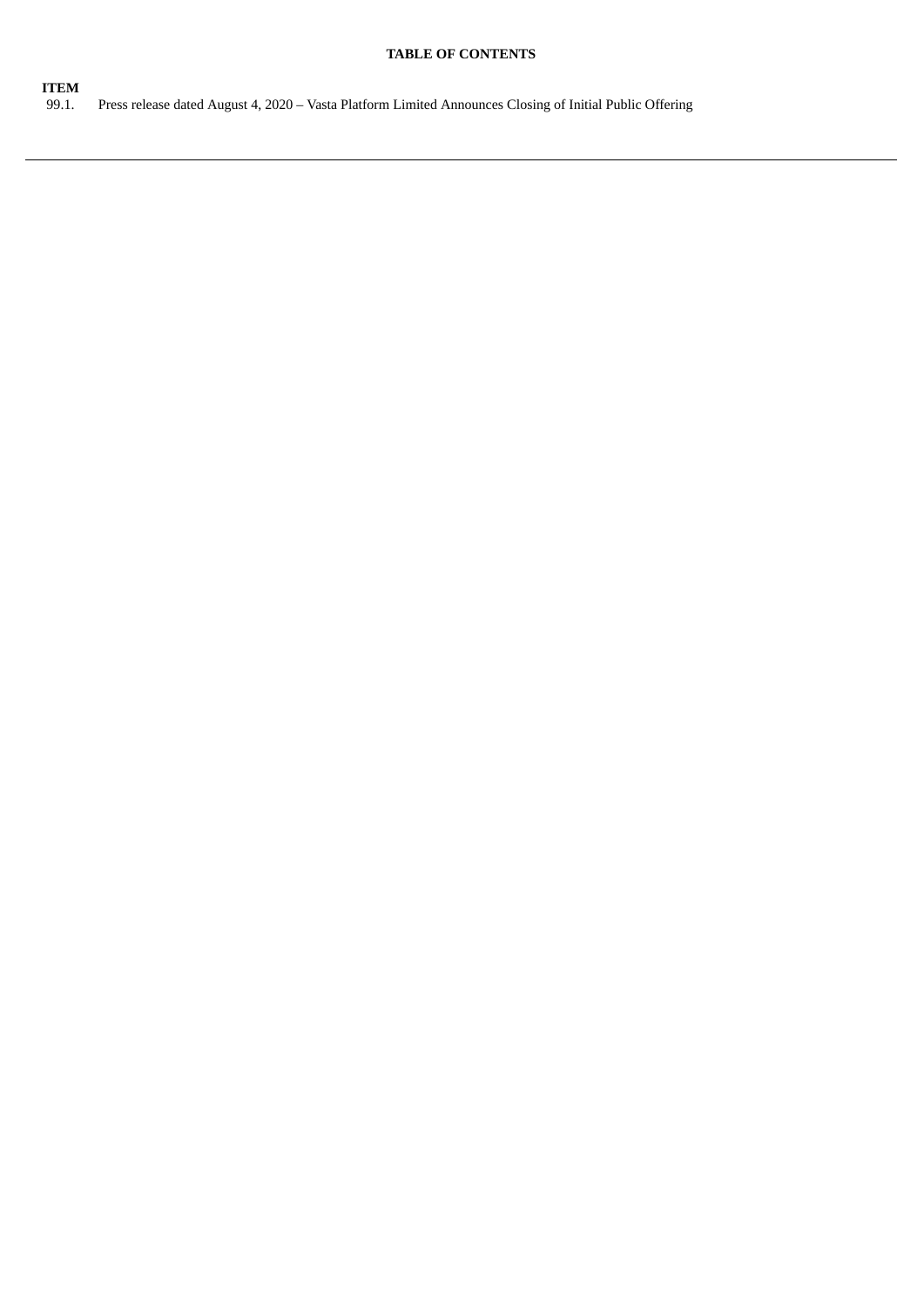**TABLE OF CONTENTS**

| **ITEM** | |
|---|---|
| 99.1. | Press release dated August 4, 2020 – Vasta Platform Limited Announces Closing of Initial Public Offering |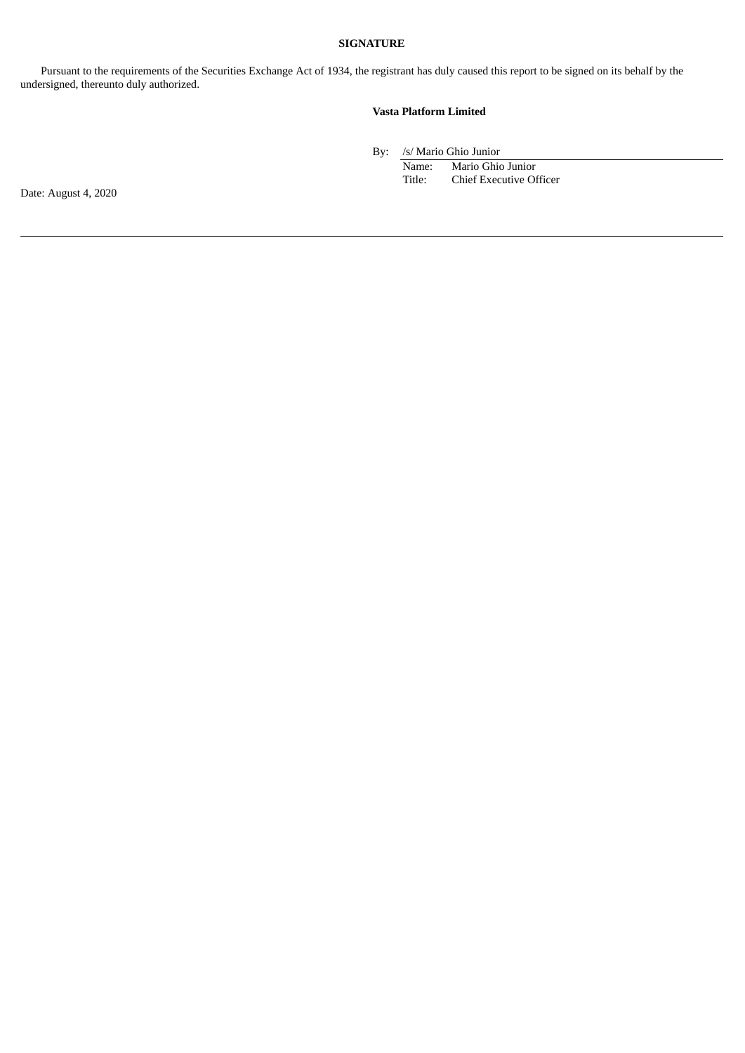**SIGNATURE**

Pursuant to the requirements of the Securities Exchange Act of 1934, the registrant has duly caused this report to be signed on its behalf by the undersigned, thereunto duly authorized.

**Vasta Platform Limited**

By: /s/ Mario Ghio Junior
Name: Mario Ghio Junior
Title: Chief Executive Officer

Date: August 4, 2020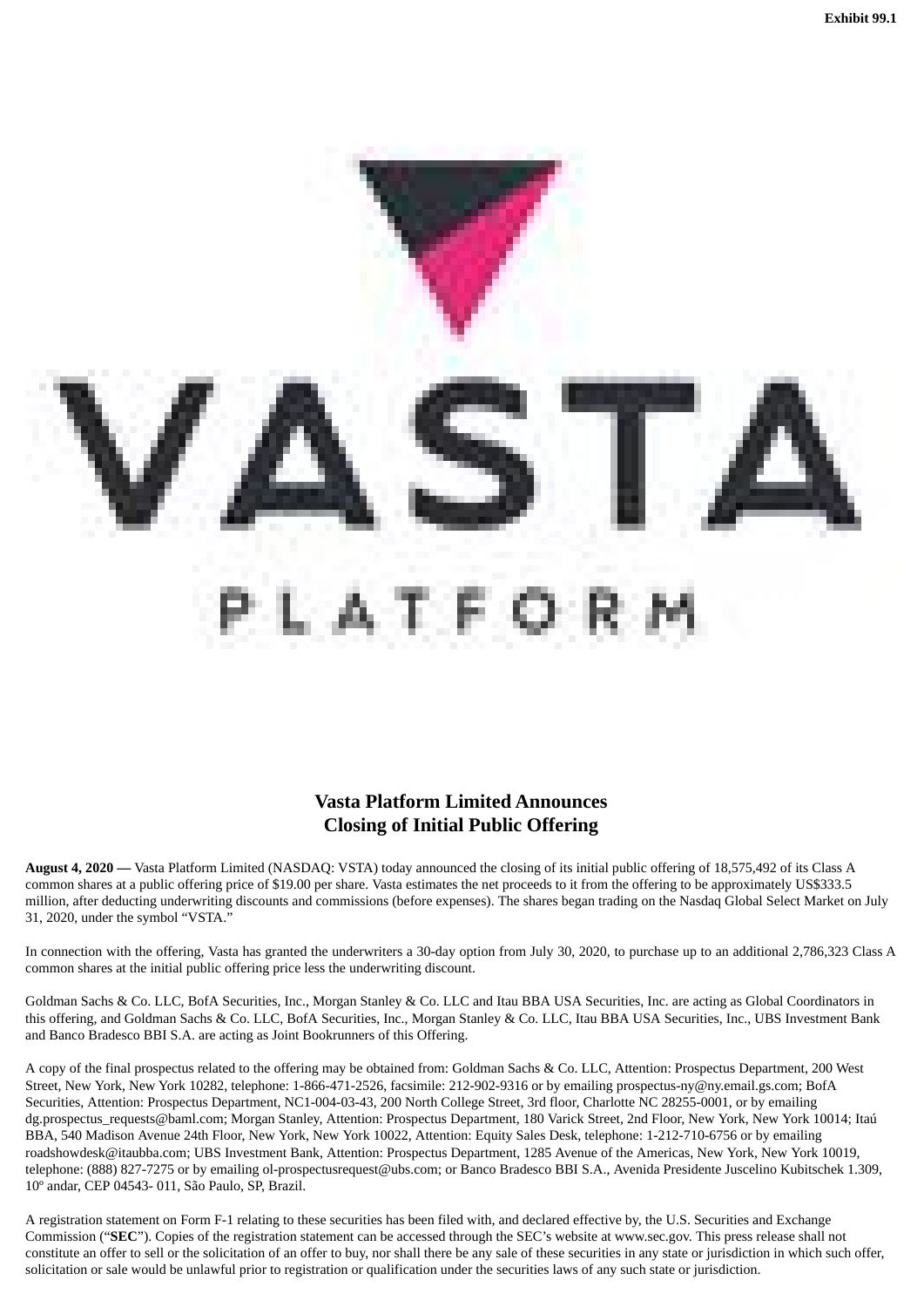Exhibit 99.1

VASTA
PLATFORM

# Vasta Platform Limited Announces
# Closing of Initial Public Offering

**August 4, 2020 —** Vasta Platform Limited (NASDAQ: VSTA) today announced the closing of its initial public offering of 18,575,492 of its Class A common shares at a public offering price of $19.00 per share. Vasta estimates the net proceeds to it from the offering to be approximately US$333.5 million, after deducting underwriting discounts and commissions (before expenses). The shares began trading on the Nasdaq Global Select Market on July 31, 2020, under the symbol "VSTA."

In connection with the offering, Vasta has granted the underwriters a 30-day option from July 30, 2020, to purchase up to an additional 2,786,323 Class A common shares at the initial public offering price less the underwriting discount.

Goldman Sachs & Co. LLC, BofA Securities, Inc., Morgan Stanley & Co. LLC and Itau BBA USA Securities, Inc. are acting as Global Coordinators in this offering, and Goldman Sachs & Co. LLC, BofA Securities, Inc., Morgan Stanley & Co. LLC, Itau BBA USA Securities, Inc., UBS Investment Bank and Banco Bradesco BBI S.A. are acting as Joint Bookrunners of this Offering.

A copy of the final prospectus related to the offering may be obtained from: Goldman Sachs & Co. LLC, Attention: Prospectus Department, 200 West Street, New York, New York 10282, telephone: 1-866-471-2526, facsimile: 212-902-9316 or by emailing prospectus-ny@ny.email.gs.com; BofA Securities, Attention: Prospectus Department, NC1-004-03-43, 200 North College Street, 3rd floor, Charlotte NC 28255-0001, or by emailing dg.prospectus_requests@baml.com; Morgan Stanley, Attention: Prospectus Department, 180 Varick Street, 2nd Floor, New York, New York 10014; Itaú BBA, 540 Madison Avenue 24th Floor, New York, New York 10022, Attention: Equity Sales Desk, telephone: 1-212-710-6756 or by emailing roadshowdesk@itaubba.com; UBS Investment Bank, Attention: Prospectus Department, 1285 Avenue of the Americas, New York, New York 10019, telephone: (888) 827-7275 or by emailing ol-prospectusrequest@ubs.com; or Banco Bradesco BBI S.A., Avenida Presidente Juscelino Kubitschek 1.309, 10º andar, CEP 04543- 011, São Paulo, SP, Brazil.

A registration statement on Form F-1 relating to these securities has been filed with, and declared effective by, the U.S. Securities and Exchange Commission ("**SEC**"). Copies of the registration statement can be accessed through the SEC's website at www.sec.gov. This press release shall not constitute an offer to sell or the solicitation of an offer to buy, nor shall there be any sale of these securities in any state or jurisdiction in which such offer, solicitation or sale would be unlawful prior to registration or qualification under the securities laws of any such state or jurisdiction.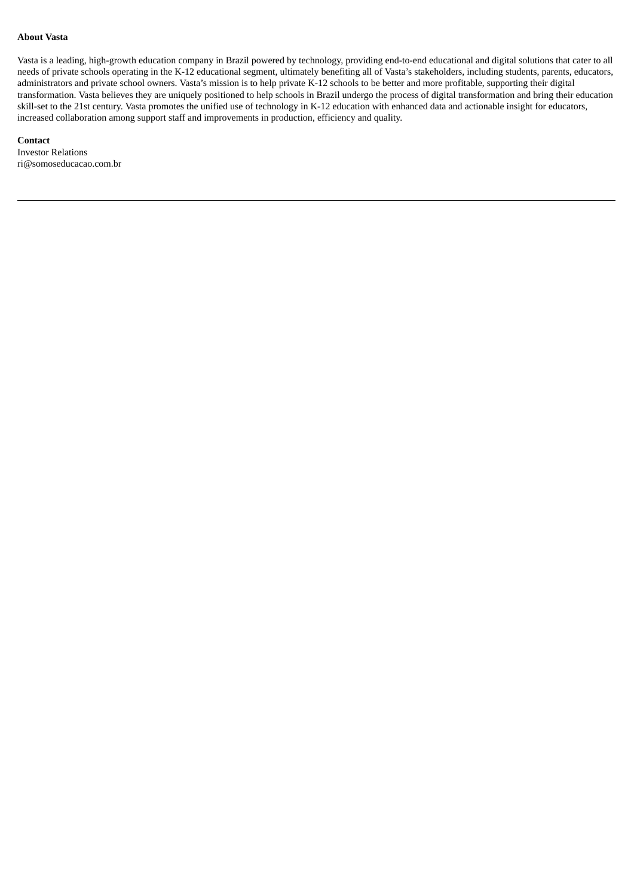**About Vasta**

Vasta is a leading, high-growth education company in Brazil powered by technology, providing end-to-end educational and digital solutions that cater to all needs of private schools operating in the K-12 educational segment, ultimately benefiting all of Vasta's stakeholders, including students, parents, educators, administrators and private school owners. Vasta's mission is to help private K-12 schools to be better and more profitable, supporting their digital transformation. Vasta believes they are uniquely positioned to help schools in Brazil undergo the process of digital transformation and bring their education skill-set to the 21st century. Vasta promotes the unified use of technology in K-12 education with enhanced data and actionable insight for educators, increased collaboration among support staff and improvements in production, efficiency and quality.

**Contact**
Investor Relations
ri@somoseducacao.com.br